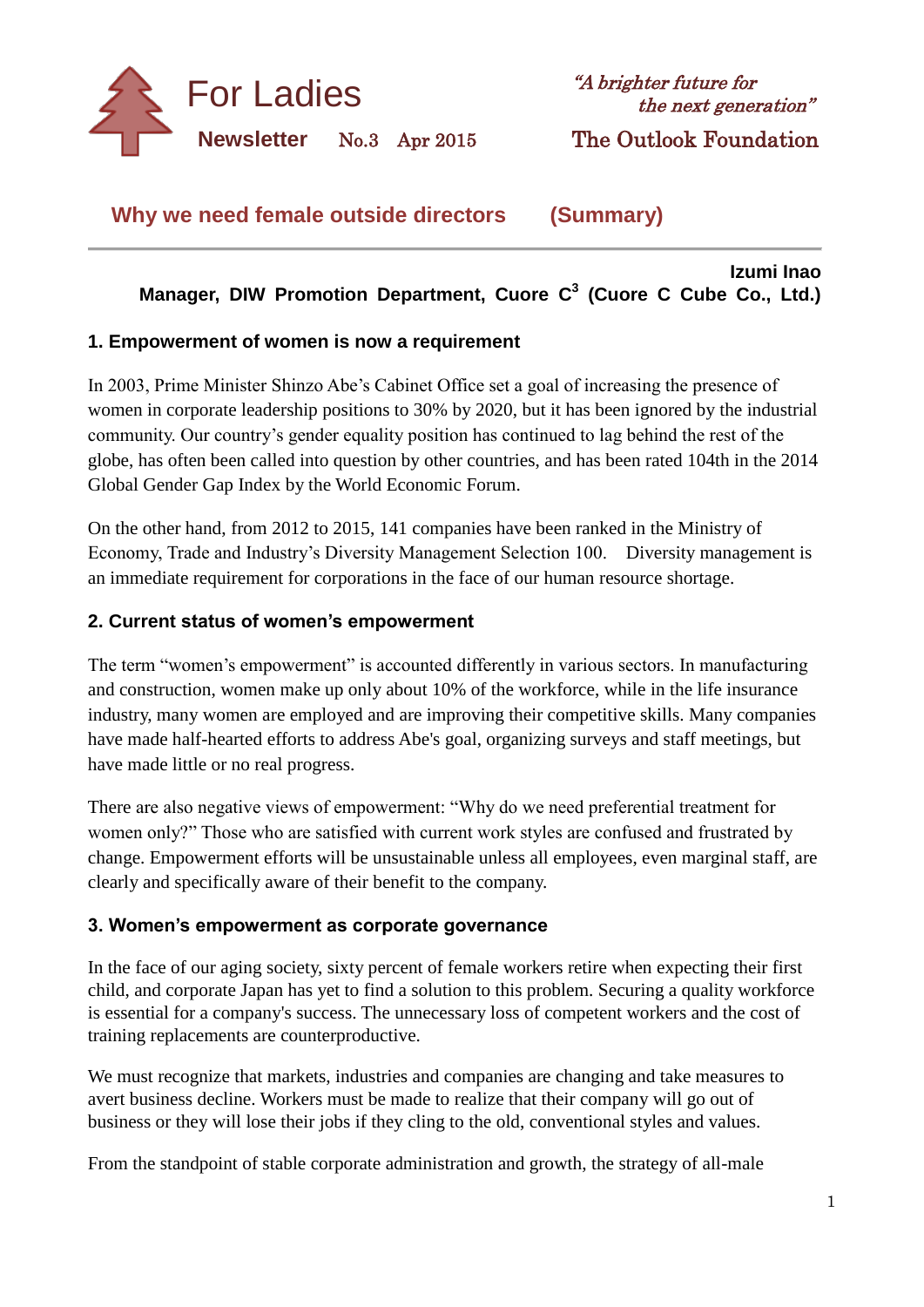For Ladies

**Newsletter** No.3 Apr 2015

*"A brighter future for the next generation"*

The Outlook Foundation

## Why we need female outside directors (Summary)

**Izumi Inao**
**Manager, DIW Promotion Department, Cuore $C^3$ (Cuore C Cube Co., Ltd.)**

### 1. Empowerment of women is now a requirement

In 2003, Prime Minister Shinzo Abe's Cabinet Office set a goal of increasing the presence of women in corporate leadership positions to 30% by 2020, but it has been ignored by the industrial community. Our country's gender equality position has continued to lag behind the rest of the globe, has often been called into question by other countries, and has been rated 104th in the 2014 Global Gender Gap Index by the World Economic Forum.

On the other hand, from 2012 to 2015, 141 companies have been ranked in the Ministry of Economy, Trade and Industry's Diversity Management Selection 100. Diversity management is an immediate requirement for corporations in the face of our human resource shortage.

### 2. Current status of women's empowerment

The term "women's empowerment" is accounted differently in various sectors. In manufacturing and construction, women make up only about 10% of the workforce, while in the life insurance industry, many women are employed and are improving their competitive skills. Many companies have made half-hearted efforts to address Abe's goal, organizing surveys and staff meetings, but have made little or no real progress.

There are also negative views of empowerment: "Why do we need preferential treatment for women only?" Those who are satisfied with current work styles are confused and frustrated by change. Empowerment efforts will be unsustainable unless all employees, even marginal staff, are clearly and specifically aware of their benefit to the company.

### 3. Women's empowerment as corporate governance

In the face of our aging society, sixty percent of female workers retire when expecting their first child, and corporate Japan has yet to find a solution to this problem. Securing a quality workforce is essential for a company's success. The unnecessary loss of competent workers and the cost of training replacements are counterproductive.

We must recognize that markets, industries and companies are changing and take measures to avert business decline. Workers must be made to realize that their company will go out of business or they will lose their jobs if they cling to the old, conventional styles and values.

From the standpoint of stable corporate administration and growth, the strategy of all-male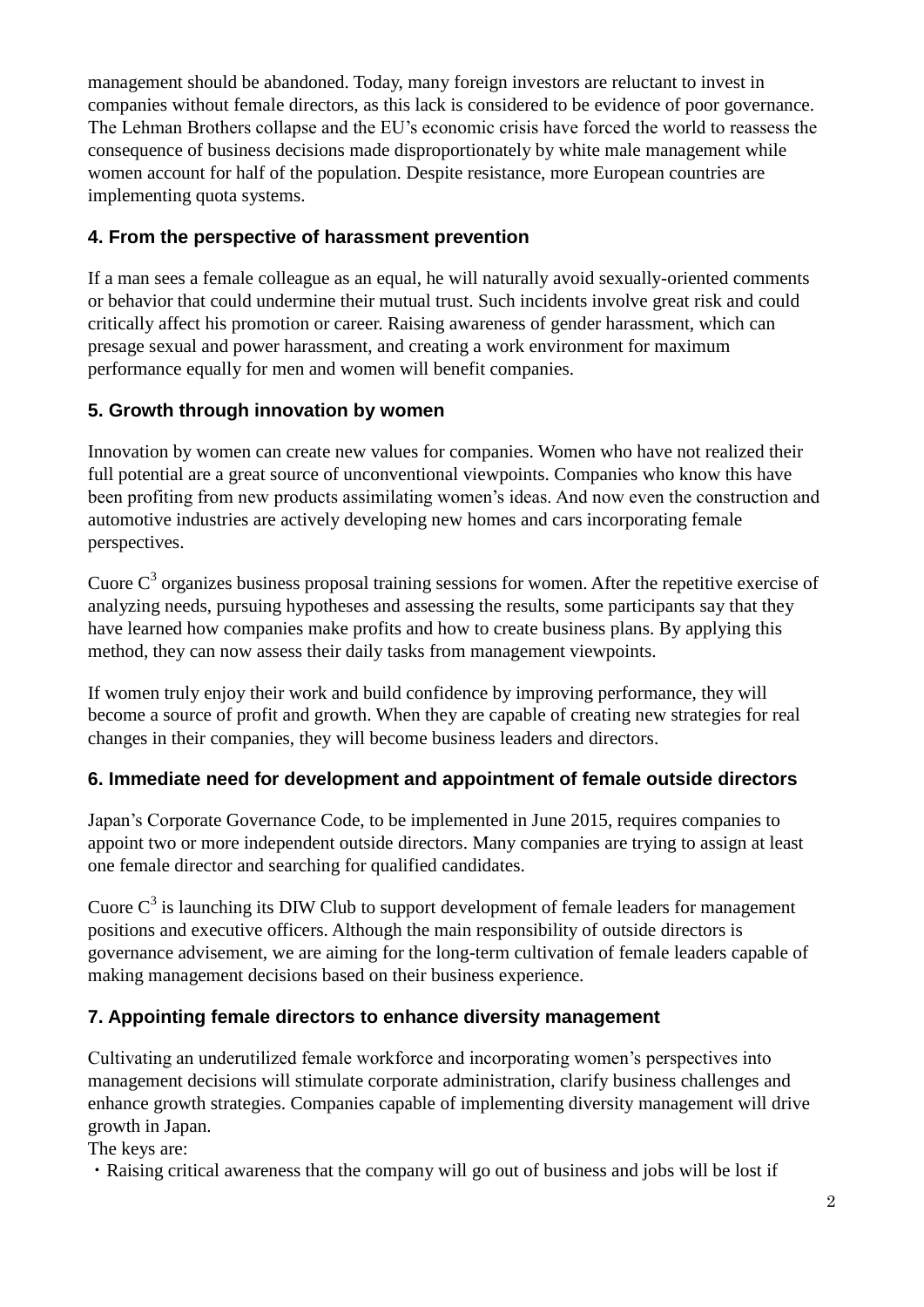management should be abandoned. Today, many foreign investors are reluctant to invest in companies without female directors, as this lack is considered to be evidence of poor governance. The Lehman Brothers collapse and the EU's economic crisis have forced the world to reassess the consequence of business decisions made disproportionately by white male management while women account for half of the population. Despite resistance, more European countries are implementing quota systems.

## 4. From the perspective of harassment prevention

If a man sees a female colleague as an equal, he will naturally avoid sexually-oriented comments or behavior that could undermine their mutual trust. Such incidents involve great risk and could critically affect his promotion or career. Raising awareness of gender harassment, which can presage sexual and power harassment, and creating a work environment for maximum performance equally for men and women will benefit companies.

## 5. Growth through innovation by women

Innovation by women can create new values for companies. Women who have not realized their full potential are a great source of unconventional viewpoints. Companies who know this have been profiting from new products assimilating women's ideas. And now even the construction and automotive industries are actively developing new homes and cars incorporating female perspectives.

Cuore $C^3$ organizes business proposal training sessions for women. After the repetitive exercise of analyzing needs, pursuing hypotheses and assessing the results, some participants say that they have learned how companies make profits and how to create business plans. By applying this method, they can now assess their daily tasks from management viewpoints.

If women truly enjoy their work and build confidence by improving performance, they will become a source of profit and growth. When they are capable of creating new strategies for real changes in their companies, they will become business leaders and directors.

## 6. Immediate need for development and appointment of female outside directors

Japan's Corporate Governance Code, to be implemented in June 2015, requires companies to appoint two or more independent outside directors. Many companies are trying to assign at least one female director and searching for qualified candidates.

Cuore $C^3$ is launching its DIW Club to support development of female leaders for management positions and executive officers. Although the main responsibility of outside directors is governance advisement, we are aiming for the long-term cultivation of female leaders capable of making management decisions based on their business experience.

## 7. Appointing female directors to enhance diversity management

Cultivating an underutilized female workforce and incorporating women's perspectives into management decisions will stimulate corporate administration, clarify business challenges and enhance growth strategies. Companies capable of implementing diversity management will drive growth in Japan.

The keys are:

・Raising critical awareness that the company will go out of business and jobs will be lost if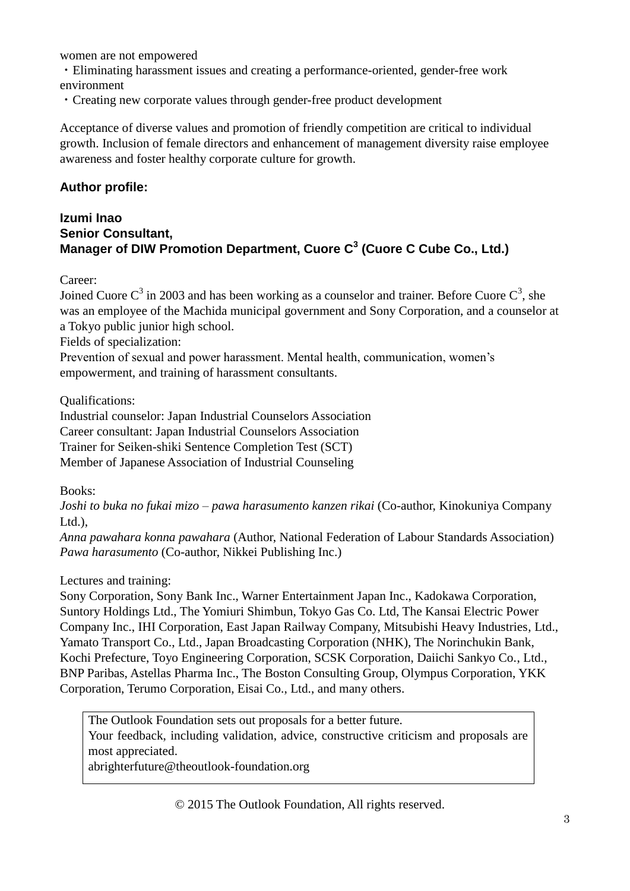women are not empowered

・Eliminating harassment issues and creating a performance-oriented, gender-free work environment

・Creating new corporate values through gender-free product development

Acceptance of diverse values and promotion of friendly competition are critical to individual growth. Inclusion of female directors and enhancement of management diversity raise employee awareness and foster healthy corporate culture for growth.

**Author profile:**

**Izumi Inao**
**Senior Consultant,**
**Manager of DIW Promotion Department, Cuore C$^3$ (Cuore C Cube Co., Ltd.)**

Career:
Joined Cuore C$^3$ in 2003 and has been working as a counselor and trainer. Before Cuore C$^3$, she was an employee of the Machida municipal government and Sony Corporation, and a counselor at a Tokyo public junior high school.
Fields of specialization:
Prevention of sexual and power harassment. Mental health, communication, women's empowerment, and training of harassment consultants.

Qualifications:
Industrial counselor: Japan Industrial Counselors Association
Career consultant: Japan Industrial Counselors Association
Trainer for Seiken-shiki Sentence Completion Test (SCT)
Member of Japanese Association of Industrial Counseling

Books:
*Joshi to buka no fukai mizo – pawa harasumento kanzen rikai* (Co-author, Kinokuniya Company Ltd.),
*Anna pawahara konna pawahara* (Author, National Federation of Labour Standards Association)
*Pawa harasumento* (Co-author, Nikkei Publishing Inc.)

Lectures and training:
Sony Corporation, Sony Bank Inc., Warner Entertainment Japan Inc., Kadokawa Corporation, Suntory Holdings Ltd., The Yomiuri Shimbun, Tokyo Gas Co. Ltd, The Kansai Electric Power Company Inc., IHI Corporation, East Japan Railway Company, Mitsubishi Heavy Industries, Ltd., Yamato Transport Co., Ltd., Japan Broadcasting Corporation (NHK), The Norinchukin Bank, Kochi Prefecture, Toyo Engineering Corporation, SCSK Corporation, Daiichi Sankyo Co., Ltd., BNP Paribas, Astellas Pharma Inc., The Boston Consulting Group, Olympus Corporation, YKK Corporation, Terumo Corporation, Eisai Co., Ltd., and many others.

The Outlook Foundation sets out proposals for a better future.
Your feedback, including validation, advice, constructive criticism and proposals are most appreciated.
abrighterfuture@theoutlook-foundation.org

© 2015 The Outlook Foundation, All rights reserved.